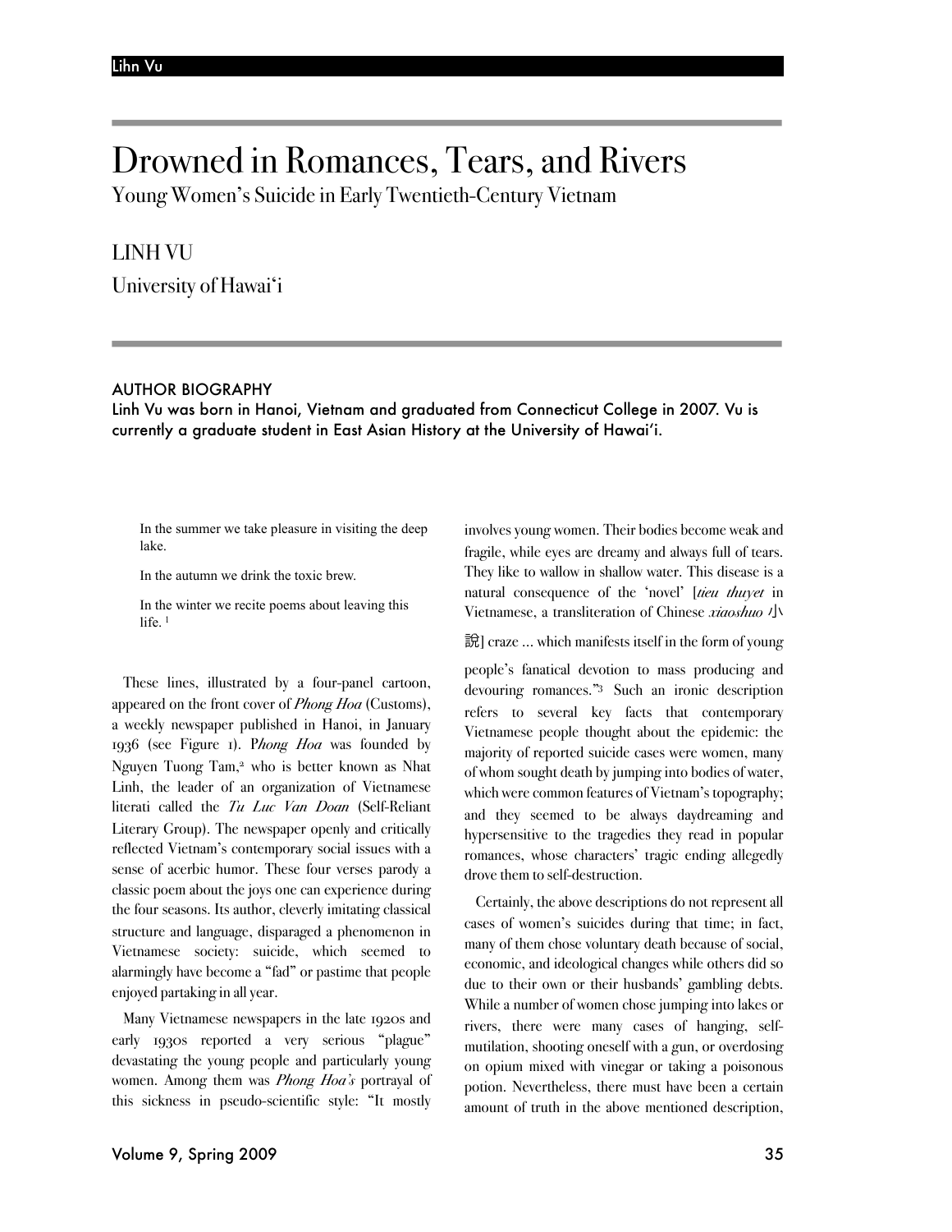# Drowned in Romances, Tears, and Rivers

## Young Women's Suicide in Early Twentieth-Century Vietnam

LINH VU

University of Hawai'i

### AUTHOR BIOGRAPHY

**Linh Vu was born in Hanoi, Vietnam and graduated from Connecticut College in 2007. Vu is currently a graduate student in East Asian History at the University of Hawai'i.**

> In the summer we take pleasure in visiting the deep lake.
>
> In the autumn we drink the toxic brew.
>
> In the winter we recite poems about leaving this life. [1]

These lines, illustrated by a four-panel cartoon, appeared on the front cover of *Phong Hoa* (Customs), a weekly newspaper published in Hanoi, in January 1936 (see Figure 1). P*hong Hoa* was founded by Nguyen Tuong Tam,[2] who is better known as Nhat Linh, the leader of an organization of Vietnamese literati called the *Tu Luc Van Doan* (Self-Reliant Literary Group). The newspaper openly and critically reflected Vietnam's contemporary social issues with a sense of acerbic humor. These four verses parody a classic poem about the joys one can experience during the four seasons. Its author, cleverly imitating classical structure and language, disparaged a phenomenon in Vietnamese society: suicide, which seemed to alarmingly have become a "fad" or pastime that people enjoyed partaking in all year.

Many Vietnamese newspapers in the late 1920s and early 1930s reported a very serious "plague" devastating the young people and particularly young women. Among them was *Phong Hoa's* portrayal of this sickness in pseudo-scientific style: "It mostly involves young women. Their bodies become weak and fragile, while eyes are dreamy and always full of tears. They like to wallow in shallow water. This disease is a natural consequence of the 'novel' [*tieu thuyet* in Vietnamese, a transliteration of Chinese *xiaoshuo* 小說] craze ... which manifests itself in the form of young people's fanatical devotion to mass producing and devouring romances."[3] Such an ironic description refers to several key facts that contemporary Vietnamese people thought about the epidemic: the majority of reported suicide cases were women, many of whom sought death by jumping into bodies of water, which were common features of Vietnam's topography; and they seemed to be always daydreaming and hypersensitive to the tragedies they read in popular romances, whose characters' tragic ending allegedly drove them to self-destruction.

Certainly, the above descriptions do not represent all cases of women's suicides during that time; in fact, many of them chose voluntary death because of social, economic, and ideological changes while others did so due to their own or their husbands' gambling debts. While a number of women chose jumping into lakes or rivers, there were many cases of hanging, self-mutilation, shooting oneself with a gun, or overdosing on opium mixed with vinegar or taking a poisonous potion. Nevertheless, there must have been a certain amount of truth in the above mentioned description,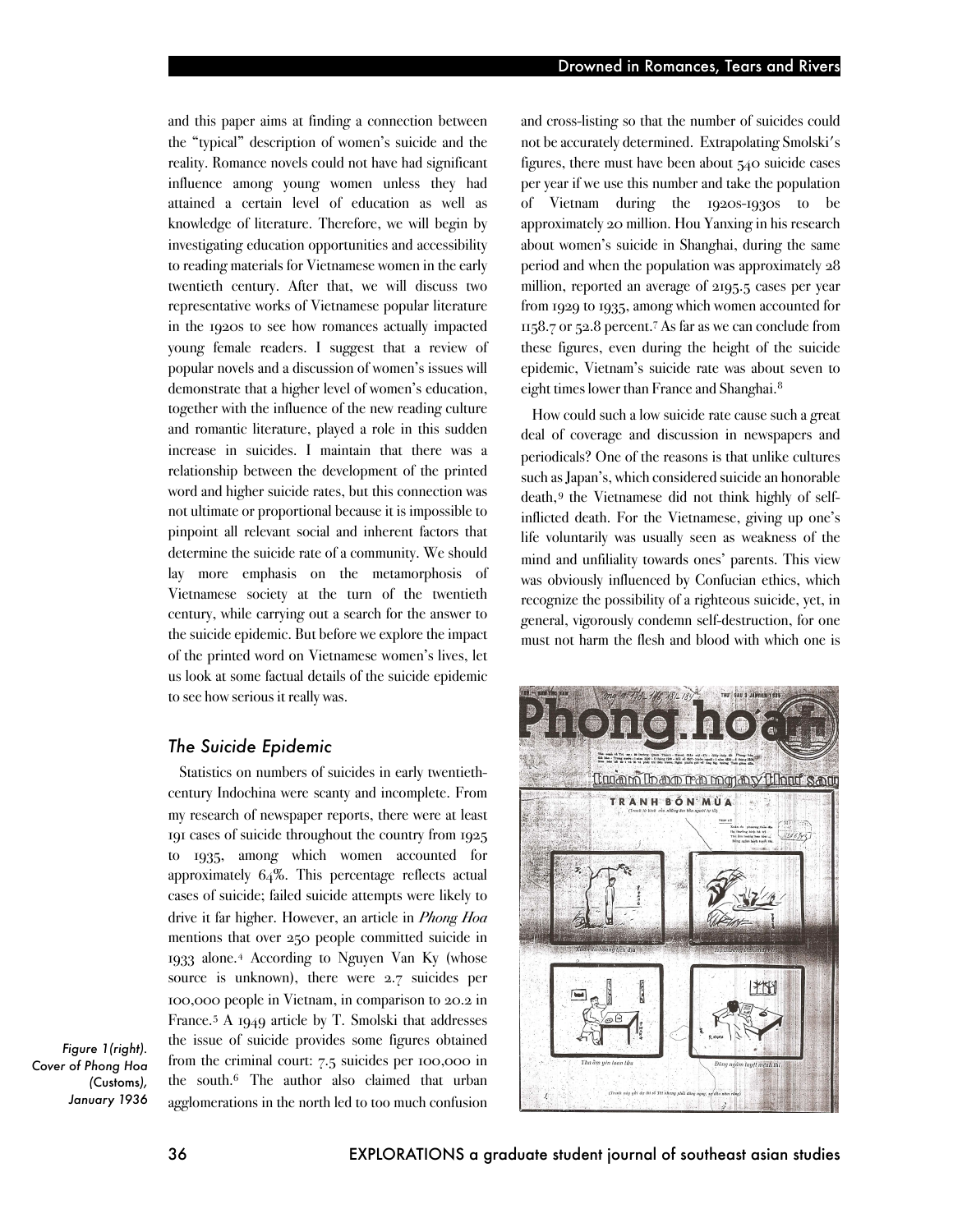and this paper aims at finding a connection between the "typical" description of women's suicide and the reality. Romance novels could not have had significant influence among young women unless they had attained a certain level of education as well as knowledge of literature. Therefore, we will begin by investigating education opportunities and accessibility to reading materials for Vietnamese women in the early twentieth century. After that, we will discuss two representative works of Vietnamese popular literature in the 1920s to see how romances actually impacted young female readers. I suggest that a review of popular novels and a discussion of women's issues will demonstrate that a higher level of women's education, together with the influence of the new reading culture and romantic literature, played a role in this sudden increase in suicides. I maintain that there was a relationship between the development of the printed word and higher suicide rates, but this connection was not ultimate or proportional because it is impossible to pinpoint all relevant social and inherent factors that determine the suicide rate of a community. We should lay more emphasis on the metamorphosis of Vietnamese society at the turn of the twentieth century, while carrying out a search for the answer to the suicide epidemic. But before we explore the impact of the printed word on Vietnamese women's lives, let us look at some factual details of the suicide epidemic to see how serious it really was.

### *The Suicide Epidemic*

Statistics on numbers of suicides in early twentieth-century Indochina were scanty and incomplete. From my research of newspaper reports, there were at least 191 cases of suicide throughout the country from 1925 to 1935, among which women accounted for approximately 64%. This percentage reflects actual cases of suicide; failed suicide attempts were likely to drive it far higher. However, an article in *Phong Hoa* mentions that over 250 people committed suicide in 1933 alone.[4] According to Nguyen Van Ky (whose source is unknown), there were 2.7 suicides per 100,000 people in Vietnam, in comparison to 20.2 in France.[5] A 1949 article by T. Smolski that addresses the issue of suicide provides some figures obtained from the criminal court: 7.5 suicides per 100,000 in the south.[6] The author also claimed that urban agglomerations in the north led to too much confusion and cross-listing so that the number of suicides could not be accurately determined. Extrapolating Smolski's figures, there must have been about 540 suicide cases per year if we use this number and take the population of Vietnam during the 1920s-1930s to be approximately 20 million. Hou Yanxing in his research about women's suicide in Shanghai, during the same period and when the population was approximately 28 million, reported an average of 2195.5 cases per year from 1929 to 1935, among which women accounted for 1158.7 or 52.8 percent.[7] As far as we can conclude from these figures, even during the height of the suicide epidemic, Vietnam's suicide rate was about seven to eight times lower than France and Shanghai.[8]

How could such a low suicide rate cause such a great deal of coverage and discussion in newspapers and periodicals? One of the reasons is that unlike cultures such as Japan's, which considered suicide an honorable death,[9] the Vietnamese did not think highly of self-inflicted death. For the Vietnamese, giving up one's life voluntarily was usually seen as weakness of the mind and unfiliality towards ones' parents. This view was obviously influenced by Confucian ethics, which recognize the possibility of a righteous suicide, yet, in general, vigorously condemn self-destruction, for one must not harm the flesh and blood with which one is

Figure 1(right). Cover of Phong Hoa (Customs), January 1936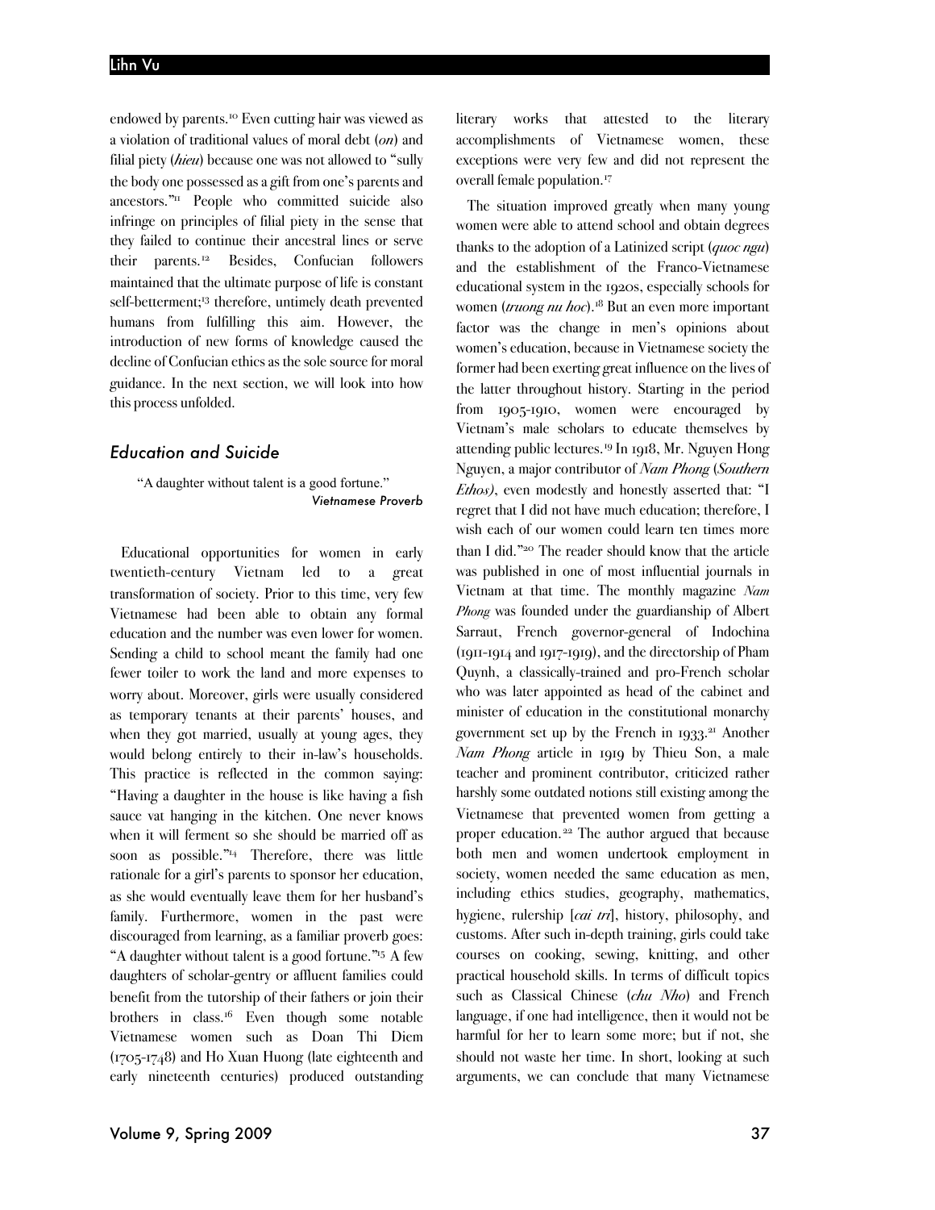endowed by parents.[10] Even cutting hair was viewed as a violation of traditional values of moral debt (*on*) and filial piety (*hieu*) because one was not allowed to "sully the body one possessed as a gift from one's parents and ancestors."[11] People who committed suicide also infringe on principles of filial piety in the sense that they failed to continue their ancestral lines or serve their parents.[12] Besides, Confucian followers maintained that the ultimate purpose of life is constant self-betterment;[13] therefore, untimely death prevented humans from fulfilling this aim. However, the introduction of new forms of knowledge caused the decline of Confucian ethics as the sole source for moral guidance. In the next section, we will look into how this process unfolded.

## *Education and Suicide*

> "A daughter without talent is a good fortune."
>
> *Vietnamese Proverb*

Educational opportunities for women in early twentieth-century Vietnam led to a great transformation of society. Prior to this time, very few Vietnamese had been able to obtain any formal education and the number was even lower for women. Sending a child to school meant the family had one fewer toiler to work the land and more expenses to worry about. Moreover, girls were usually considered as temporary tenants at their parents' houses, and when they got married, usually at young ages, they would belong entirely to their in-law's households. This practice is reflected in the common saying: "Having a daughter in the house is like having a fish sauce vat hanging in the kitchen. One never knows when it will ferment so she should be married off as soon as possible."[14] Therefore, there was little rationale for a girl's parents to sponsor her education, as she would eventually leave them for her husband's family. Furthermore, women in the past were discouraged from learning, as a familiar proverb goes: "A daughter without talent is a good fortune."[15] A few daughters of scholar-gentry or affluent families could benefit from the tutorship of their fathers or join their brothers in class.[16] Even though some notable Vietnamese women such as Doan Thi Diem (1705-1748) and Ho Xuan Huong (late eighteenth and early nineteenth centuries) produced outstanding literary works that attested to the literary accomplishments of Vietnamese women, these exceptions were very few and did not represent the overall female population.[17]

The situation improved greatly when many young women were able to attend school and obtain degrees thanks to the adoption of a Latinized script (*quoc ngu*) and the establishment of the Franco-Vietnamese educational system in the 1920s, especially schools for women (*truong nu hoc*).[18] But an even more important factor was the change in men's opinions about women's education, because in Vietnamese society the former had been exerting great influence on the lives of the latter throughout history. Starting in the period from 1905-1910, women were encouraged by Vietnam's male scholars to educate themselves by attending public lectures.[19] In 1918, Mr. Nguyen Hong Nguyen, a major contributor of *Nam Phong* (*Southern Ethos)*, even modestly and honestly asserted that: "I regret that I did not have much education; therefore, I wish each of our women could learn ten times more than I did."[20] The reader should know that the article was published in one of most influential journals in Vietnam at that time. The monthly magazine *Nam Phong* was founded under the guardianship of Albert Sarraut, French governor-general of Indochina (1911-1914 and 1917-1919), and the directorship of Pham Quynh, a classically-trained and pro-French scholar who was later appointed as head of the cabinet and minister of education in the constitutional monarchy government set up by the French in 1933.[21] Another *Nam Phong* article in 1919 by Thieu Son, a male teacher and prominent contributor, criticized rather harshly some outdated notions still existing among the Vietnamese that prevented women from getting a proper education.[22] The author argued that because both men and women undertook employment in society, women needed the same education as men, including ethics studies, geography, mathematics, hygiene, rulership [*cai tri*], history, philosophy, and customs. After such in-depth training, girls could take courses on cooking, sewing, knitting, and other practical household skills. In terms of difficult topics such as Classical Chinese (*chu Nho*) and French language, if one had intelligence, then it would not be harmful for her to learn some more; but if not, she should not waste her time. In short, looking at such arguments, we can conclude that many Vietnamese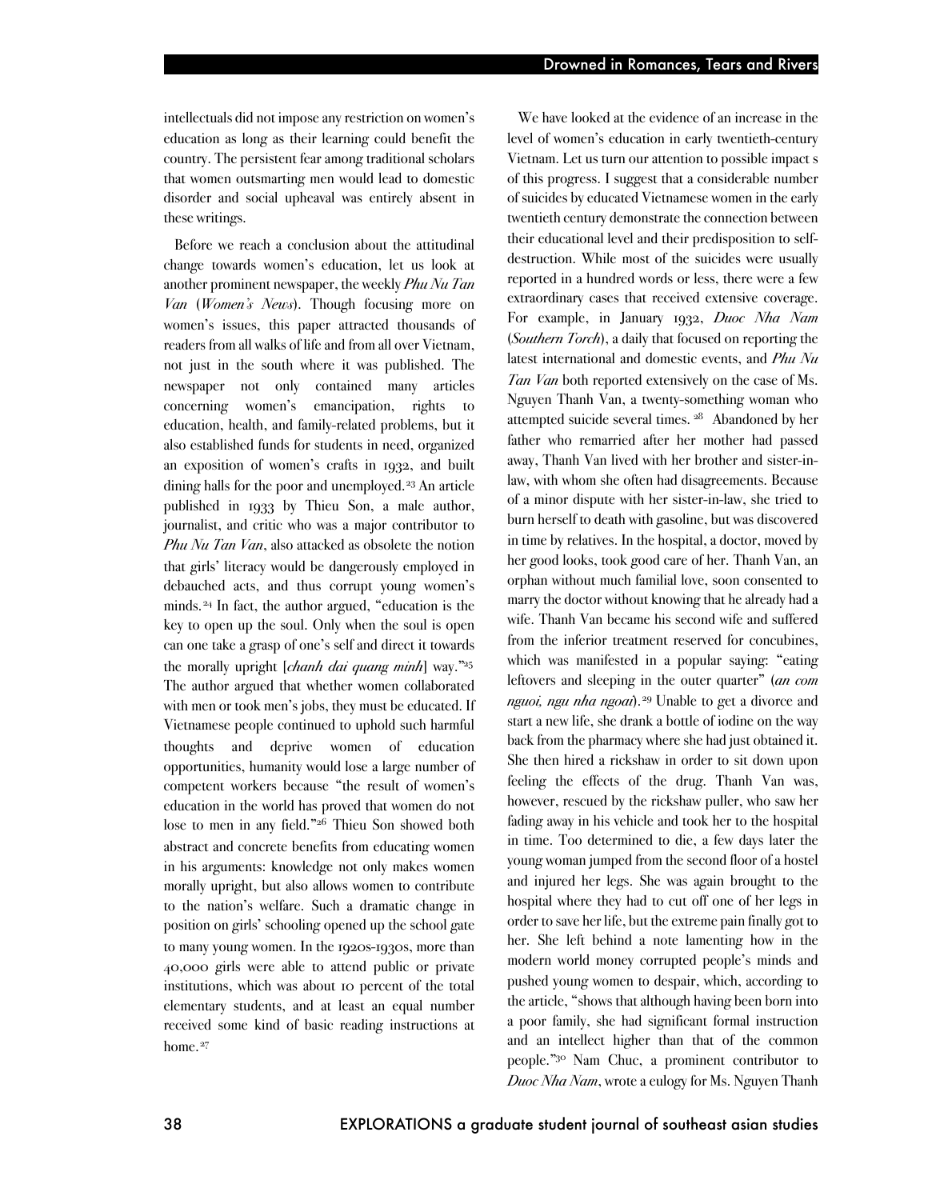intellectuals did not impose any restriction on women's education as long as their learning could benefit the country. The persistent fear among traditional scholars that women outsmarting men would lead to domestic disorder and social upheaval was entirely absent in these writings.

Before we reach a conclusion about the attitudinal change towards women's education, let us look at another prominent newspaper, the weekly *Phu Nu Tan Van* (*Women's News*). Though focusing more on women's issues, this paper attracted thousands of readers from all walks of life and from all over Vietnam, not just in the south where it was published. The newspaper not only contained many articles concerning women's emancipation, rights to education, health, and family-related problems, but it also established funds for students in need, organized an exposition of women's crafts in 1932, and built dining halls for the poor and unemployed.[23] An article published in 1933 by Thieu Son, a male author, journalist, and critic who was a major contributor to *Phu Nu Tan Van*, also attacked as obsolete the notion that girls' literacy would be dangerously employed in debauched acts, and thus corrupt young women's minds.[24] In fact, the author argued, "education is the key to open up the soul. Only when the soul is open can one take a grasp of one's self and direct it towards the morally upright [*chanh dai quang minh*] way."[25] The author argued that whether women collaborated with men or took men's jobs, they must be educated. If Vietnamese people continued to uphold such harmful thoughts and deprive women of education opportunities, humanity would lose a large number of competent workers because "the result of women's education in the world has proved that women do not lose to men in any field."[26] Thieu Son showed both abstract and concrete benefits from educating women in his arguments: knowledge not only makes women morally upright, but also allows women to contribute to the nation's welfare. Such a dramatic change in position on girls' schooling opened up the school gate to many young women. In the 1920s-1930s, more than 40,000 girls were able to attend public or private institutions, which was about 10 percent of the total elementary students, and at least an equal number received some kind of basic reading instructions at home.[27]

We have looked at the evidence of an increase in the level of women's education in early twentieth-century Vietnam. Let us turn our attention to possible impact s of this progress. I suggest that a considerable number of suicides by educated Vietnamese women in the early twentieth century demonstrate the connection between their educational level and their predisposition to self-destruction. While most of the suicides were usually reported in a hundred words or less, there were a few extraordinary cases that received extensive coverage. For example, in January 1932, *Duoc Nha Nam* (*Southern Torch*), a daily that focused on reporting the latest international and domestic events, and *Phu Nu Tan Van* both reported extensively on the case of Ms. Nguyen Thanh Van, a twenty-something woman who attempted suicide several times.[28] Abandoned by her father who remarried after her mother had passed away, Thanh Van lived with her brother and sister-in-law, with whom she often had disagreements. Because of a minor dispute with her sister-in-law, she tried to burn herself to death with gasoline, but was discovered in time by relatives. In the hospital, a doctor, moved by her good looks, took good care of her. Thanh Van, an orphan without much familial love, soon consented to marry the doctor without knowing that he already had a wife. Thanh Van became his second wife and suffered from the inferior treatment reserved for concubines, which was manifested in a popular saying: "eating leftovers and sleeping in the outer quarter" (*an com nguoi, ngu nha ngoai*).[29] Unable to get a divorce and start a new life, she drank a bottle of iodine on the way back from the pharmacy where she had just obtained it. She then hired a rickshaw in order to sit down upon feeling the effects of the drug. Thanh Van was, however, rescued by the rickshaw puller, who saw her fading away in his vehicle and took her to the hospital in time. Too determined to die, a few days later the young woman jumped from the second floor of a hostel and injured her legs. She was again brought to the hospital where they had to cut off one of her legs in order to save her life, but the extreme pain finally got to her. She left behind a note lamenting how in the modern world money corrupted people's minds and pushed young women to despair, which, according to the article, "shows that although having been born into a poor family, she had significant formal instruction and an intellect higher than that of the common people."[30] Nam Chuc, a prominent contributor to *Duoc Nha Nam*, wrote a eulogy for Ms. Nguyen Thanh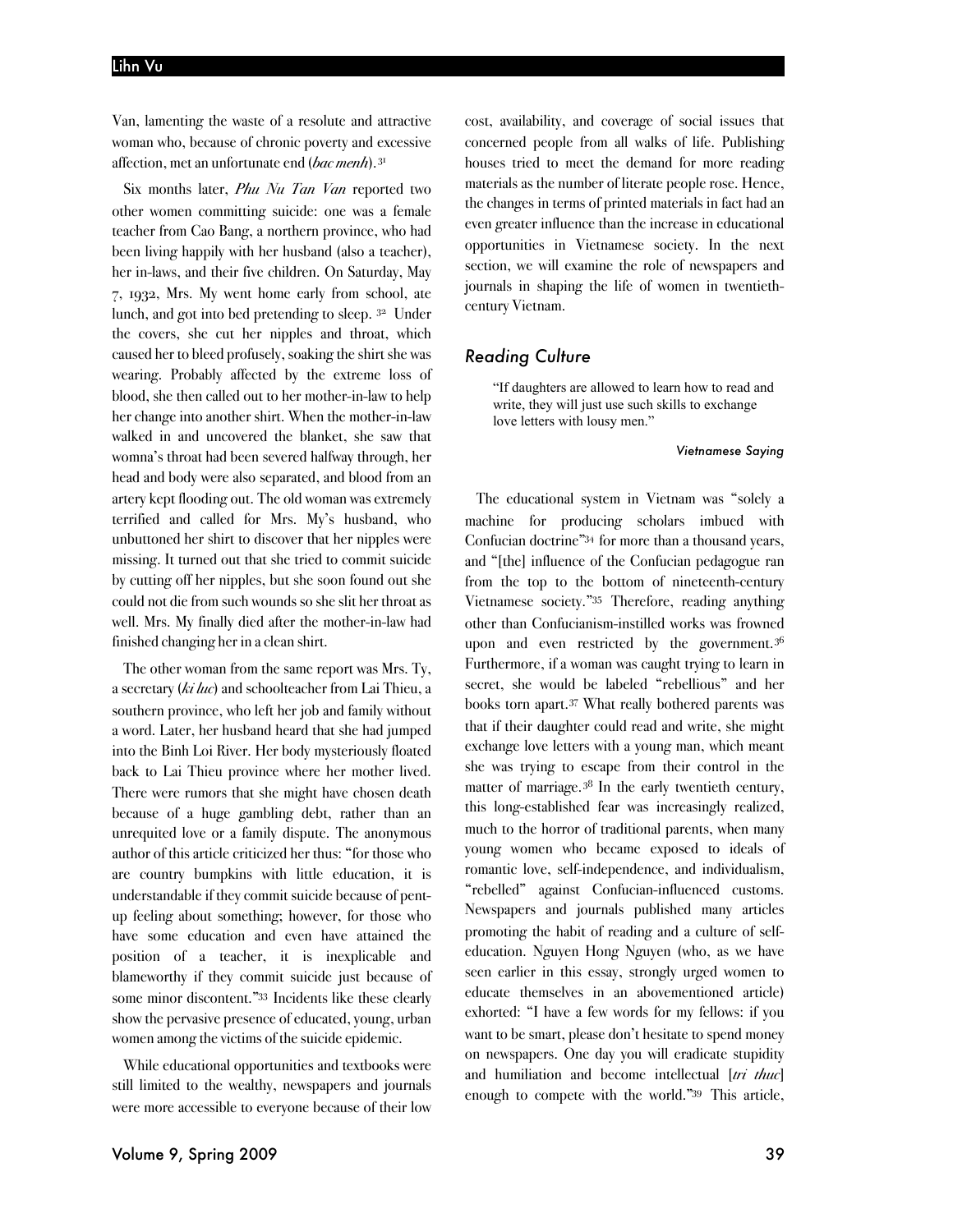Van, lamenting the waste of a resolute and attractive woman who, because of chronic poverty and excessive affection, met an unfortunate end (*bac menh*).[31]

Six months later, *Phu Nu Tan Van* reported two other women committing suicide: one was a female teacher from Cao Bang, a northern province, who had been living happily with her husband (also a teacher), her in-laws, and their five children. On Saturday, May 7, 1932, Mrs. My went home early from school, ate lunch, and got into bed pretending to sleep. [32] Under the covers, she cut her nipples and throat, which caused her to bleed profusely, soaking the shirt she was wearing. Probably affected by the extreme loss of blood, she then called out to her mother-in-law to help her change into another shirt. When the mother-in-law walked in and uncovered the blanket, she saw that womna's throat had been severed halfway through, her head and body were also separated, and blood from an artery kept flooding out. The old woman was extremely terrified and called for Mrs. My's husband, who unbuttoned her shirt to discover that her nipples were missing. It turned out that she tried to commit suicide by cutting off her nipples, but she soon found out she could not die from such wounds so she slit her throat as well. Mrs. My finally died after the mother-in-law had finished changing her in a clean shirt.

The other woman from the same report was Mrs. Ty, a secretary (*ki luc*) and schoolteacher from Lai Thieu, a southern province, who left her job and family without a word. Later, her husband heard that she had jumped into the Binh Loi River. Her body mysteriously floated back to Lai Thieu province where her mother lived. There were rumors that she might have chosen death because of a huge gambling debt, rather than an unrequited love or a family dispute. The anonymous author of this article criticized her thus: "for those who are country bumpkins with little education, it is understandable if they commit suicide because of pent-up feeling about something; however, for those who have some education and even have attained the position of a teacher, it is inexplicable and blameworthy if they commit suicide just because of some minor discontent."[33] Incidents like these clearly show the pervasive presence of educated, young, urban women among the victims of the suicide epidemic.

While educational opportunities and textbooks were still limited to the wealthy, newspapers and journals were more accessible to everyone because of their low cost, availability, and coverage of social issues that concerned people from all walks of life. Publishing houses tried to meet the demand for more reading materials as the number of literate people rose. Hence, the changes in terms of printed materials in fact had an even greater influence than the increase in educational opportunities in Vietnamese society. In the next section, we will examine the role of newspapers and journals in shaping the life of women in twentieth-century Vietnam.

## *Reading Culture*

> "If daughters are allowed to learn how to read and write, they will just use such skills to exchange love letters with lousy men."
>
> *Vietnamese Saying*

The educational system in Vietnam was "solely a machine for producing scholars imbued with Confucian doctrine"[34] for more than a thousand years, and "[the] influence of the Confucian pedagogue ran from the top to the bottom of nineteenth-century Vietnamese society."[35] Therefore, reading anything other than Confucianism-instilled works was frowned upon and even restricted by the government.[36] Furthermore, if a woman was caught trying to learn in secret, she would be labeled "rebellious" and her books torn apart.[37] What really bothered parents was that if their daughter could read and write, she might exchange love letters with a young man, which meant she was trying to escape from their control in the matter of marriage.[38] In the early twentieth century, this long-established fear was increasingly realized, much to the horror of traditional parents, when many young women who became exposed to ideals of romantic love, self-independence, and individualism, "rebelled" against Confucian-influenced customs. Newspapers and journals published many articles promoting the habit of reading and a culture of self-education. Nguyen Hong Nguyen (who, as we have seen earlier in this essay, strongly urged women to educate themselves in an abovementioned article) exhorted: "I have a few words for my fellows: if you want to be smart, please don't hesitate to spend money on newspapers. One day you will eradicate stupidity and humiliation and become intellectual [*tri thuc*] enough to compete with the world."[39] This article,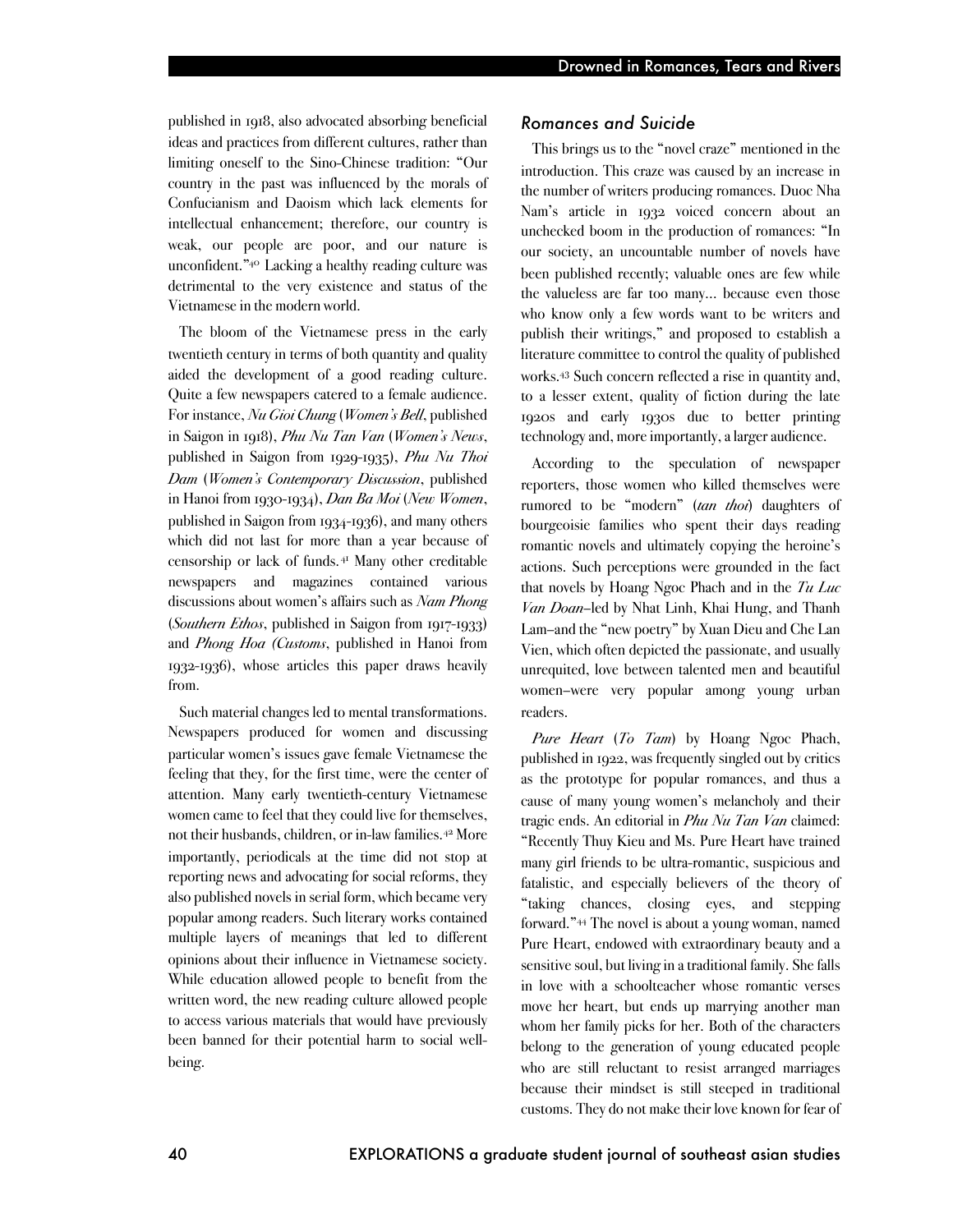published in 1918, also advocated absorbing beneficial ideas and practices from different cultures, rather than limiting oneself to the Sino-Chinese tradition: "Our country in the past was influenced by the morals of Confucianism and Daoism which lack elements for intellectual enhancement; therefore, our country is weak, our people are poor, and our nature is unconfident."[40] Lacking a healthy reading culture was detrimental to the very existence and status of the Vietnamese in the modern world.

The bloom of the Vietnamese press in the early twentieth century in terms of both quantity and quality aided the development of a good reading culture. Quite a few newspapers catered to a female audience. For instance, *Nu Gioi Chung* (*Women's Bell*, published in Saigon in 1918), *Phu Nu Tan Van* (*Women's News*, published in Saigon from 1929-1935), *Phu Nu Thoi Dam* (*Women's Contemporary Discussion*, published in Hanoi from 1930-1934), *Dan Ba Moi* (*New Women*, published in Saigon from 1934-1936), and many others which did not last for more than a year because of censorship or lack of funds.[41] Many other creditable newspapers and magazines contained various discussions about women's affairs such as *Nam Phong* (*Southern Ethos*, published in Saigon from 1917-1933) and *Phong Hoa (Customs*, published in Hanoi from 1932-1936), whose articles this paper draws heavily from.

Such material changes led to mental transformations. Newspapers produced for women and discussing particular women's issues gave female Vietnamese the feeling that they, for the first time, were the center of attention. Many early twentieth-century Vietnamese women came to feel that they could live for themselves, not their husbands, children, or in-law families.[42] More importantly, periodicals at the time did not stop at reporting news and advocating for social reforms, they also published novels in serial form, which became very popular among readers. Such literary works contained multiple layers of meanings that led to different opinions about their influence in Vietnamese society. While education allowed people to benefit from the written word, the new reading culture allowed people to access various materials that would have previously been banned for their potential harm to social well-being.

## *Romances and Suicide*

This brings us to the "novel craze" mentioned in the introduction. This craze was caused by an increase in the number of writers producing romances. Duoc Nha Nam's article in 1932 voiced concern about an unchecked boom in the production of romances: "In our society, an uncountable number of novels have been published recently; valuable ones are few while the valueless are far too many... because even those who know only a few words want to be writers and publish their writings," and proposed to establish a literature committee to control the quality of published works.[43] Such concern reflected a rise in quantity and, to a lesser extent, quality of fiction during the late 1920s and early 1930s due to better printing technology and, more importantly, a larger audience.

According to the speculation of newspaper reporters, those women who killed themselves were rumored to be "modern" (*tan thoi*) daughters of bourgeoisie families who spent their days reading romantic novels and ultimately copying the heroine's actions. Such perceptions were grounded in the fact that novels by Hoang Ngoc Phach and in the *Tu Luc Van Doan*–led by Nhat Linh, Khai Hung, and Thanh Lam–and the "new poetry" by Xuan Dieu and Che Lan Vien, which often depicted the passionate, and usually unrequited, love between talented men and beautiful women–were very popular among young urban readers.

*Pure Heart* (*To Tam*) by Hoang Ngoc Phach, published in 1922, was frequently singled out by critics as the prototype for popular romances, and thus a cause of many young women's melancholy and their tragic ends. An editorial in *Phu Nu Tan Van* claimed: "Recently Thuy Kieu and Ms. Pure Heart have trained many girl friends to be ultra-romantic, suspicious and fatalistic, and especially believers of the theory of "taking chances, closing eyes, and stepping forward."[44] The novel is about a young woman, named Pure Heart, endowed with extraordinary beauty and a sensitive soul, but living in a traditional family. She falls in love with a schoolteacher whose romantic verses move her heart, but ends up marrying another man whom her family picks for her. Both of the characters belong to the generation of young educated people who are still reluctant to resist arranged marriages because their mindset is still steeped in traditional customs. They do not make their love known for fear of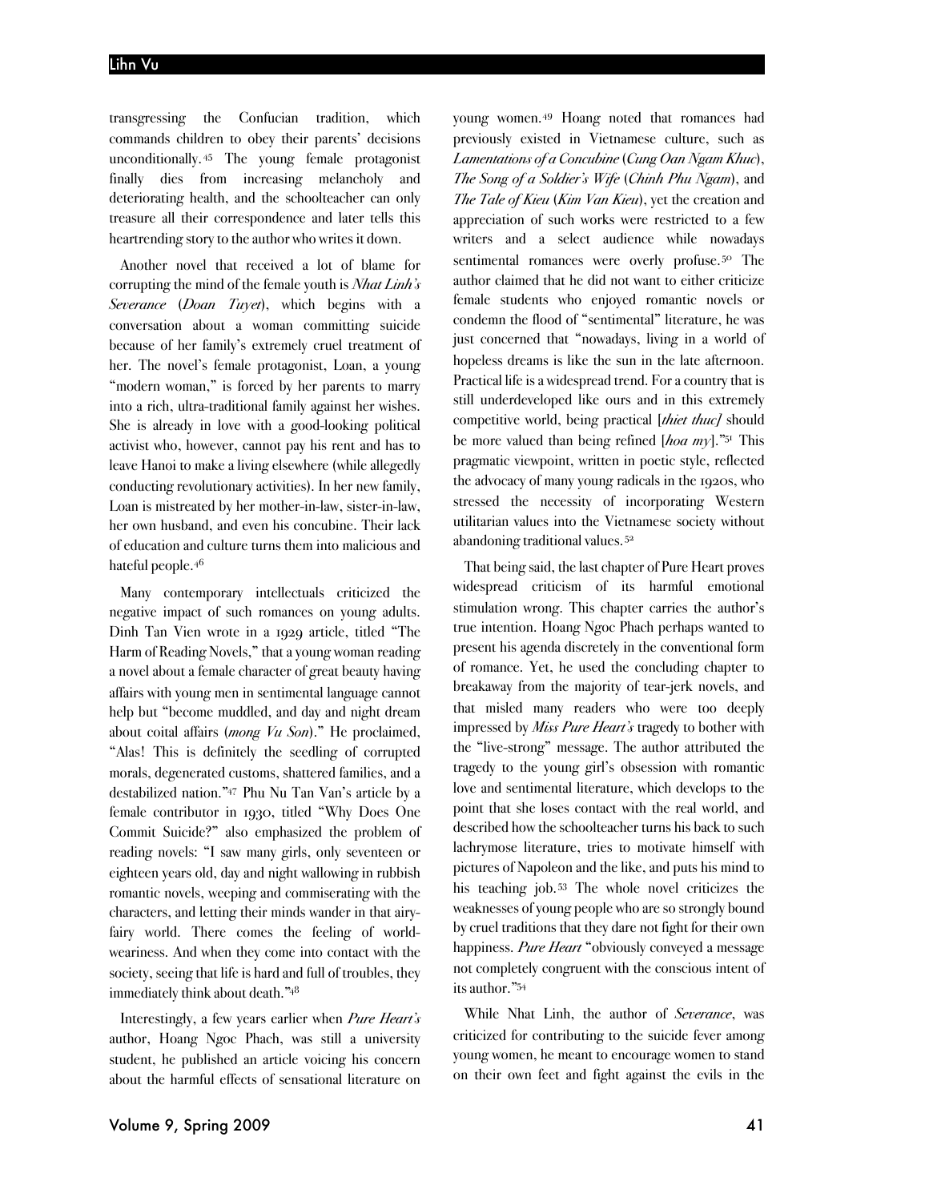transgressing the Confucian tradition, which commands children to obey their parents' decisions unconditionally.[45] The young female protagonist finally dies from increasing melancholy and deteriorating health, and the schoolteacher can only treasure all their correspondence and later tells this heartrending story to the author who writes it down.

Another novel that received a lot of blame for corrupting the mind of the female youth is *Nhat Linh's Severance* (*Doan Tuyet*), which begins with a conversation about a woman committing suicide because of her family's extremely cruel treatment of her. The novel's female protagonist, Loan, a young "modern woman," is forced by her parents to marry into a rich, ultra-traditional family against her wishes. She is already in love with a good-looking political activist who, however, cannot pay his rent and has to leave Hanoi to make a living elsewhere (while allegedly conducting revolutionary activities). In her new family, Loan is mistreated by her mother-in-law, sister-in-law, her own husband, and even his concubine. Their lack of education and culture turns them into malicious and hateful people.[46]

Many contemporary intellectuals criticized the negative impact of such romances on young adults. Dinh Tan Vien wrote in a 1929 article, titled "The Harm of Reading Novels," that a young woman reading a novel about a female character of great beauty having affairs with young men in sentimental language cannot help but "become muddled, and day and night dream about coital affairs (*mong Vu Son*)." He proclaimed, "Alas! This is definitely the seedling of corrupted morals, degenerated customs, shattered families, and a destabilized nation."[47] Phu Nu Tan Van's article by a female contributor in 1930, titled "Why Does One Commit Suicide?" also emphasized the problem of reading novels: "I saw many girls, only seventeen or eighteen years old, day and night wallowing in rubbish romantic novels, weeping and commiserating with the characters, and letting their minds wander in that airy-fairy world. There comes the feeling of world-weariness. And when they come into contact with the society, seeing that life is hard and full of troubles, they immediately think about death."[48]

Interestingly, a few years earlier when *Pure Heart's* author, Hoang Ngoc Phach, was still a university student, he published an article voicing his concern about the harmful effects of sensational literature on young women.[49] Hoang noted that romances had previously existed in Vietnamese culture, such as *Lamentations of a Concubine* (*Cung Oan Ngam Khuc*), *The Song of a Soldier's Wife* (*Chinh Phu Ngam*), and *The Tale of Kieu* (*Kim Van Kieu*), yet the creation and appreciation of such works were restricted to a few writers and a select audience while nowadays sentimental romances were overly profuse.[50] The author claimed that he did not want to either criticize female students who enjoyed romantic novels or condemn the flood of "sentimental" literature, he was just concerned that "nowadays, living in a world of hopeless dreams is like the sun in the late afternoon. Practical life is a widespread trend. For a country that is still underdeveloped like ours and in this extremely competitive world, being practical [*thiet thuc*] should be more valued than being refined [*hoa my*]."[51] This pragmatic viewpoint, written in poetic style, reflected the advocacy of many young radicals in the 1920s, who stressed the necessity of incorporating Western utilitarian values into the Vietnamese society without abandoning traditional values.[52]

That being said, the last chapter of Pure Heart proves widespread criticism of its harmful emotional stimulation wrong. This chapter carries the author's true intention. Hoang Ngoc Phach perhaps wanted to present his agenda discretely in the conventional form of romance. Yet, he used the concluding chapter to breakaway from the majority of tear-jerk novels, and that misled many readers who were too deeply impressed by *Miss Pure Heart's* tragedy to bother with the "live-strong" message. The author attributed the tragedy to the young girl's obsession with romantic love and sentimental literature, which develops to the point that she loses contact with the real world, and described how the schoolteacher turns his back to such lachrymose literature, tries to motivate himself with pictures of Napoleon and the like, and puts his mind to his teaching job.[53] The whole novel criticizes the weaknesses of young people who are so strongly bound by cruel traditions that they dare not fight for their own happiness. *Pure Heart* "obviously conveyed a message not completely congruent with the conscious intent of its author."[54]

While Nhat Linh, the author of *Severance*, was criticized for contributing to the suicide fever among young women, he meant to encourage women to stand on their own feet and fight against the evils in the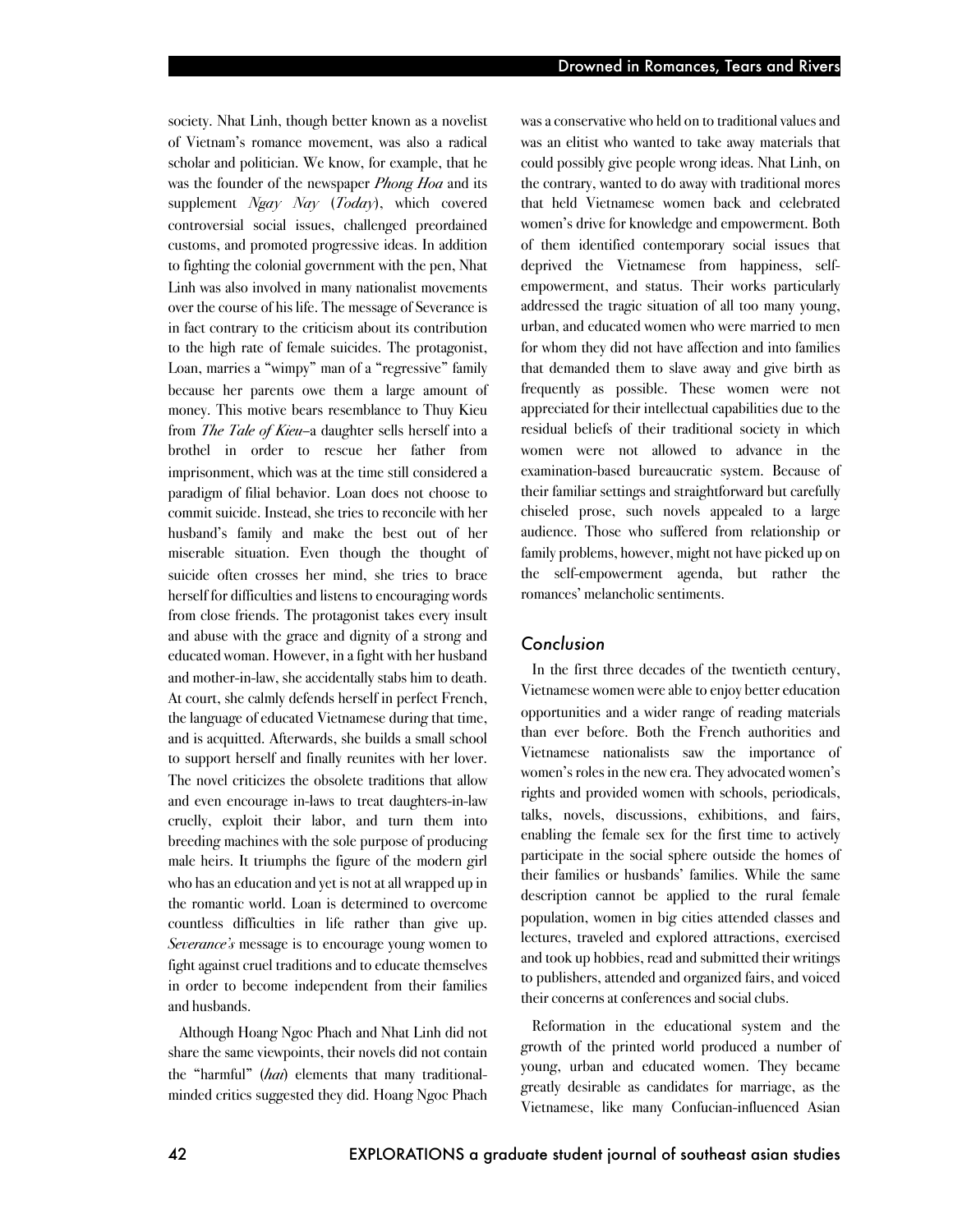society. Nhat Linh, though better known as a novelist of Vietnam's romance movement, was also a radical scholar and politician. We know, for example, that he was the founder of the newspaper *Phong Hoa* and its supplement *Ngay Nay* (*Today*), which covered controversial social issues, challenged preordained customs, and promoted progressive ideas. In addition to fighting the colonial government with the pen, Nhat Linh was also involved in many nationalist movements over the course of his life. The message of Severance is in fact contrary to the criticism about its contribution to the high rate of female suicides. The protagonist, Loan, marries a "wimpy" man of a "regressive" family because her parents owe them a large amount of money. This motive bears resemblance to Thuy Kieu from *The Tale of Kieu*–a daughter sells herself into a brothel in order to rescue her father from imprisonment, which was at the time still considered a paradigm of filial behavior. Loan does not choose to commit suicide. Instead, she tries to reconcile with her husband's family and make the best out of her miserable situation. Even though the thought of suicide often crosses her mind, she tries to brace herself for difficulties and listens to encouraging words from close friends. The protagonist takes every insult and abuse with the grace and dignity of a strong and educated woman. However, in a fight with her husband and mother-in-law, she accidentally stabs him to death. At court, she calmly defends herself in perfect French, the language of educated Vietnamese during that time, and is acquitted. Afterwards, she builds a small school to support herself and finally reunites with her lover. The novel criticizes the obsolete traditions that allow and even encourage in-laws to treat daughters-in-law cruelly, exploit their labor, and turn them into breeding machines with the sole purpose of producing male heirs. It triumphs the figure of the modern girl who has an education and yet is not at all wrapped up in the romantic world. Loan is determined to overcome countless difficulties in life rather than give up. *Severance's* message is to encourage young women to fight against cruel traditions and to educate themselves in order to become independent from their families and husbands.

Although Hoang Ngoc Phach and Nhat Linh did not share the same viewpoints, their novels did not contain the "harmful" (*hai*) elements that many traditional-minded critics suggested they did. Hoang Ngoc Phach was a conservative who held on to traditional values and was an elitist who wanted to take away materials that could possibly give people wrong ideas. Nhat Linh, on the contrary, wanted to do away with traditional mores that held Vietnamese women back and celebrated women's drive for knowledge and empowerment. Both of them identified contemporary social issues that deprived the Vietnamese from happiness, self-empowerment, and status. Their works particularly addressed the tragic situation of all too many young, urban, and educated women who were married to men for whom they did not have affection and into families that demanded them to slave away and give birth as frequently as possible. These women were not appreciated for their intellectual capabilities due to the residual beliefs of their traditional society in which women were not allowed to advance in the examination-based bureaucratic system. Because of their familiar settings and straightforward but carefully chiseled prose, such novels appealed to a large audience. Those who suffered from relationship or family problems, however, might not have picked up on the self-empowerment agenda, but rather the romances' melancholic sentiments.

## Conclusion

In the first three decades of the twentieth century, Vietnamese women were able to enjoy better education opportunities and a wider range of reading materials than ever before. Both the French authorities and Vietnamese nationalists saw the importance of women's roles in the new era. They advocated women's rights and provided women with schools, periodicals, talks, novels, discussions, exhibitions, and fairs, enabling the female sex for the first time to actively participate in the social sphere outside the homes of their families or husbands' families. While the same description cannot be applied to the rural female population, women in big cities attended classes and lectures, traveled and explored attractions, exercised and took up hobbies, read and submitted their writings to publishers, attended and organized fairs, and voiced their concerns at conferences and social clubs.

Reformation in the educational system and the growth of the printed world produced a number of young, urban and educated women. They became greatly desirable as candidates for marriage, as the Vietnamese, like many Confucian-influenced Asian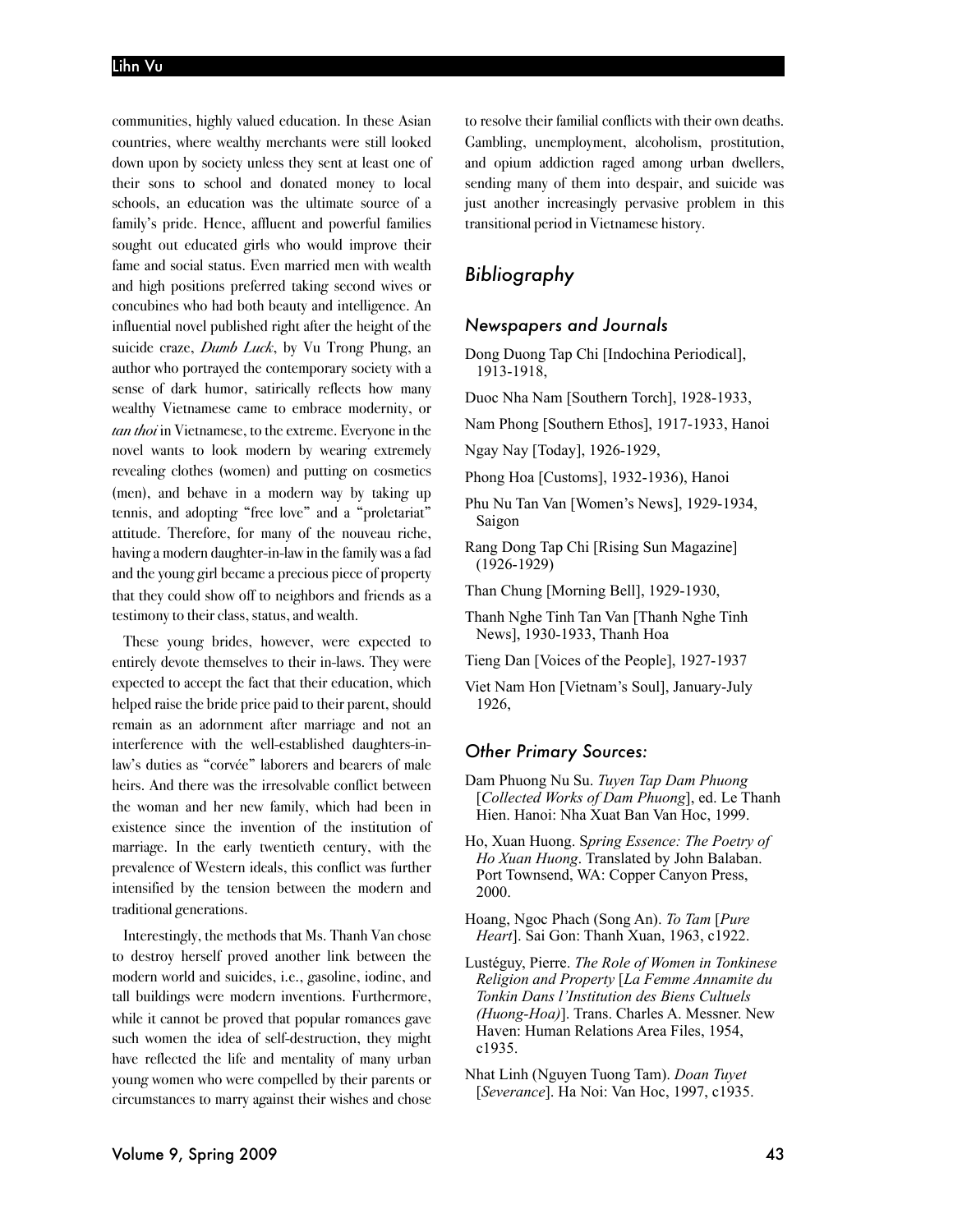communities, highly valued education. In these Asian countries, where wealthy merchants were still looked down upon by society unless they sent at least one of their sons to school and donated money to local schools, an education was the ultimate source of a family's pride. Hence, affluent and powerful families sought out educated girls who would improve their fame and social status. Even married men with wealth and high positions preferred taking second wives or concubines who had both beauty and intelligence. An influential novel published right after the height of the suicide craze, *Dumb Luck*, by Vu Trong Phung, an author who portrayed the contemporary society with a sense of dark humor, satirically reflects how many wealthy Vietnamese came to embrace modernity, or *tan thoi* in Vietnamese, to the extreme. Everyone in the novel wants to look modern by wearing extremely revealing clothes (women) and putting on cosmetics (men), and behave in a modern way by taking up tennis, and adopting "free love" and a "proletariat" attitude. Therefore, for many of the nouveau riche, having a modern daughter-in-law in the family was a fad and the young girl became a precious piece of property that they could show off to neighbors and friends as a testimony to their class, status, and wealth.

These young brides, however, were expected to entirely devote themselves to their in-laws. They were expected to accept the fact that their education, which helped raise the bride price paid to their parent, should remain as an adornment after marriage and not an interference with the well-established daughters-in-law's duties as "corvée" laborers and bearers of male heirs. And there was the irresolvable conflict between the woman and her new family, which had been in existence since the invention of the institution of marriage. In the early twentieth century, with the prevalence of Western ideals, this conflict was further intensified by the tension between the modern and traditional generations.

Interestingly, the methods that Ms. Thanh Van chose to destroy herself proved another link between the modern world and suicides, i.e., gasoline, iodine, and tall buildings were modern inventions. Furthermore, while it cannot be proved that popular romances gave such women the idea of self-destruction, they might have reflected the life and mentality of many urban young women who were compelled by their parents or circumstances to marry against their wishes and chose to resolve their familial conflicts with their own deaths. Gambling, unemployment, alcoholism, prostitution, and opium addiction raged among urban dwellers, sending many of them into despair, and suicide was just another increasingly pervasive problem in this transitional period in Vietnamese history.

## Bibliography

### Newspapers and Journals

Dong Duong Tap Chi [Indochina Periodical], 1913-1918,

Duoc Nha Nam [Southern Torch], 1928-1933,

Nam Phong [Southern Ethos], 1917-1933, Hanoi

Ngay Nay [Today], 1926-1929,

Phong Hoa [Customs], 1932-1936), Hanoi

Phu Nu Tan Van [Women's News], 1929-1934, Saigon

Rang Dong Tap Chi [Rising Sun Magazine] (1926-1929)

Than Chung [Morning Bell], 1929-1930,

Thanh Nghe Tinh Tan Van [Thanh Nghe Tinh News], 1930-1933, Thanh Hoa

Tieng Dan [Voices of the People], 1927-1937

Viet Nam Hon [Vietnam's Soul], January-July 1926,

### Other Primary Sources:

Dam Phuong Nu Su. *Tuyen Tap Dam Phuong* [*Collected Works of Dam Phuong*], ed. Le Thanh Hien. Hanoi: Nha Xuat Ban Van Hoc, 1999.

Ho, Xuan Huong. S*pring Essence: The Poetry of Ho Xuan Huong*. Translated by John Balaban. Port Townsend, WA: Copper Canyon Press, 2000.

Hoang, Ngoc Phach (Song An). *To Tam* [*Pure Heart*]. Sai Gon: Thanh Xuan, 1963, c1922.

Lustéguy, Pierre. *The Role of Women in Tonkinese Religion and Property* [*La Femme Annamite du Tonkin Dans l'Institution des Biens Cultuels (Huong-Hoa)*]. Trans. Charles A. Messner. New Haven: Human Relations Area Files, 1954, c1935.

Nhat Linh (Nguyen Tuong Tam). *Doan Tuyet* [*Severance*]. Ha Noi: Van Hoc, 1997, c1935.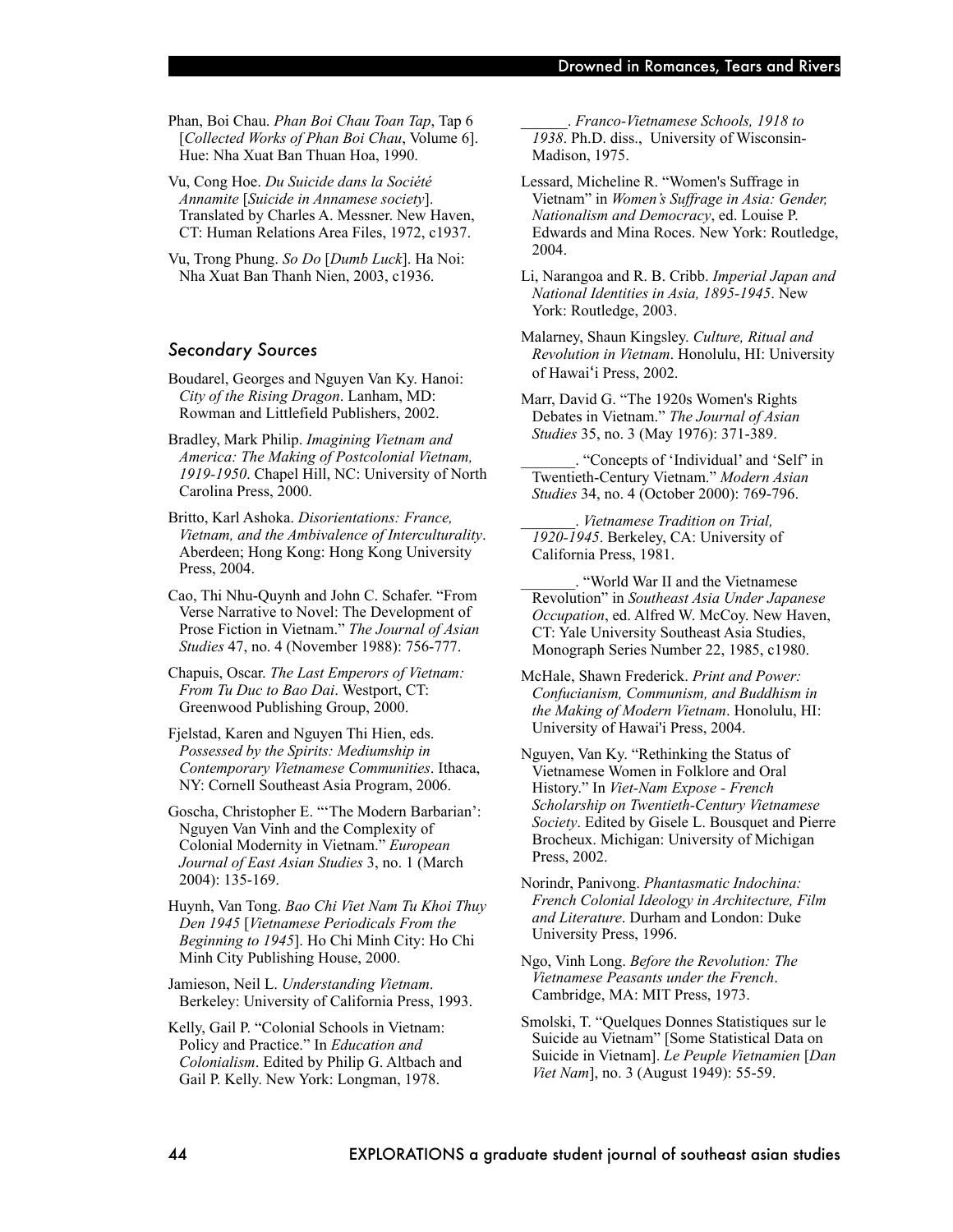Phan, Boi Chau. *Phan Boi Chau Toan Tap*, Tap 6 [*Collected Works of Phan Boi Chau*, Volume 6]. Hue: Nha Xuat Ban Thuan Hoa, 1990.

Vu, Cong Hoe. *Du Suicide dans la Société Annamite* [*Suicide in Annamese society*]. Translated by Charles A. Messner. New Haven, CT: Human Relations Area Files, 1972, c1937.

Vu, Trong Phung. *So Do* [*Dumb Luck*]. Ha Noi: Nha Xuat Ban Thanh Nien, 2003, c1936.

### Secondary Sources

Boudarel, Georges and Nguyen Van Ky. Hanoi: *City of the Rising Dragon*. Lanham, MD: Rowman and Littlefield Publishers, 2002.

Bradley, Mark Philip. *Imagining Vietnam and America: The Making of Postcolonial Vietnam, 1919-1950*. Chapel Hill, NC: University of North Carolina Press, 2000.

Britto, Karl Ashoka. *Disorientations: France, Vietnam, and the Ambivalence of Interculturality*. Aberdeen; Hong Kong: Hong Kong University Press, 2004.

Cao, Thi Nhu-Quynh and John C. Schafer. "From Verse Narrative to Novel: The Development of Prose Fiction in Vietnam." *The Journal of Asian Studies* 47, no. 4 (November 1988): 756-777.

Chapuis, Oscar. *The Last Emperors of Vietnam: From Tu Duc to Bao Dai*. Westport, CT: Greenwood Publishing Group, 2000.

Fjelstad, Karen and Nguyen Thi Hien, eds. *Possessed by the Spirits: Mediumship in Contemporary Vietnamese Communities*. Ithaca, NY: Cornell Southeast Asia Program, 2006.

Goscha, Christopher E. "'The Modern Barbarian': Nguyen Van Vinh and the Complexity of Colonial Modernity in Vietnam." *European Journal of East Asian Studies* 3, no. 1 (March 2004): 135-169.

Huynh, Van Tong. *Bao Chi Viet Nam Tu Khoi Thuy Den 1945* [*Vietnamese Periodicals From the Beginning to 1945*]. Ho Chi Minh City: Ho Chi Minh City Publishing House, 2000.

Jamieson, Neil L. *Understanding Vietnam*. Berkeley: University of California Press, 1993.

Kelly, Gail P. "Colonial Schools in Vietnam: Policy and Practice." In *Education and Colonialism*. Edited by Philip G. Altbach and Gail P. Kelly. New York: Longman, 1978.

______. *Franco-Vietnamese Schools, 1918 to 1938*. Ph.D. diss., University of Wisconsin-Madison, 1975.

Lessard, Micheline R. "Women's Suffrage in Vietnam" in *Women's Suffrage in Asia: Gender, Nationalism and Democracy*, ed. Louise P. Edwards and Mina Roces. New York: Routledge, 2004.

Li, Narangoa and R. B. Cribb. *Imperial Japan and National Identities in Asia, 1895-1945*. New York: Routledge, 2003.

Malarney, Shaun Kingsley. *Culture, Ritual and Revolution in Vietnam*. Honolulu, HI: University of Hawai'i Press, 2002.

Marr, David G. "The 1920s Women's Rights Debates in Vietnam." *The Journal of Asian Studies* 35, no. 3 (May 1976): 371-389.

_______. "Concepts of 'Individual' and 'Self' in Twentieth-Century Vietnam." *Modern Asian Studies* 34, no. 4 (October 2000): 769-796.

_______. *Vietnamese Tradition on Trial, 1920-1945*. Berkeley, CA: University of California Press, 1981.

_______. "World War II and the Vietnamese Revolution" in *Southeast Asia Under Japanese Occupation*, ed. Alfred W. McCoy. New Haven, CT: Yale University Southeast Asia Studies, Monograph Series Number 22, 1985, c1980.

McHale, Shawn Frederick. *Print and Power: Confucianism, Communism, and Buddhism in the Making of Modern Vietnam*. Honolulu, HI: University of Hawai'i Press, 2004.

Nguyen, Van Ky. "Rethinking the Status of Vietnamese Women in Folklore and Oral History." In *Viet-Nam Expose - French Scholarship on Twentieth-Century Vietnamese Society*. Edited by Gisele L. Bousquet and Pierre Brocheux. Michigan: University of Michigan Press, 2002.

Norindr, Panivong. *Phantasmatic Indochina: French Colonial Ideology in Architecture, Film and Literature*. Durham and London: Duke University Press, 1996.

Ngo, Vinh Long. *Before the Revolution: The Vietnamese Peasants under the French*. Cambridge, MA: MIT Press, 1973.

Smolski, T. "Quelques Donnes Statistiques sur le Suicide au Vietnam" [Some Statistical Data on Suicide in Vietnam]. *Le Peuple Vietnamien* [*Dan Viet Nam*], no. 3 (August 1949): 55-59.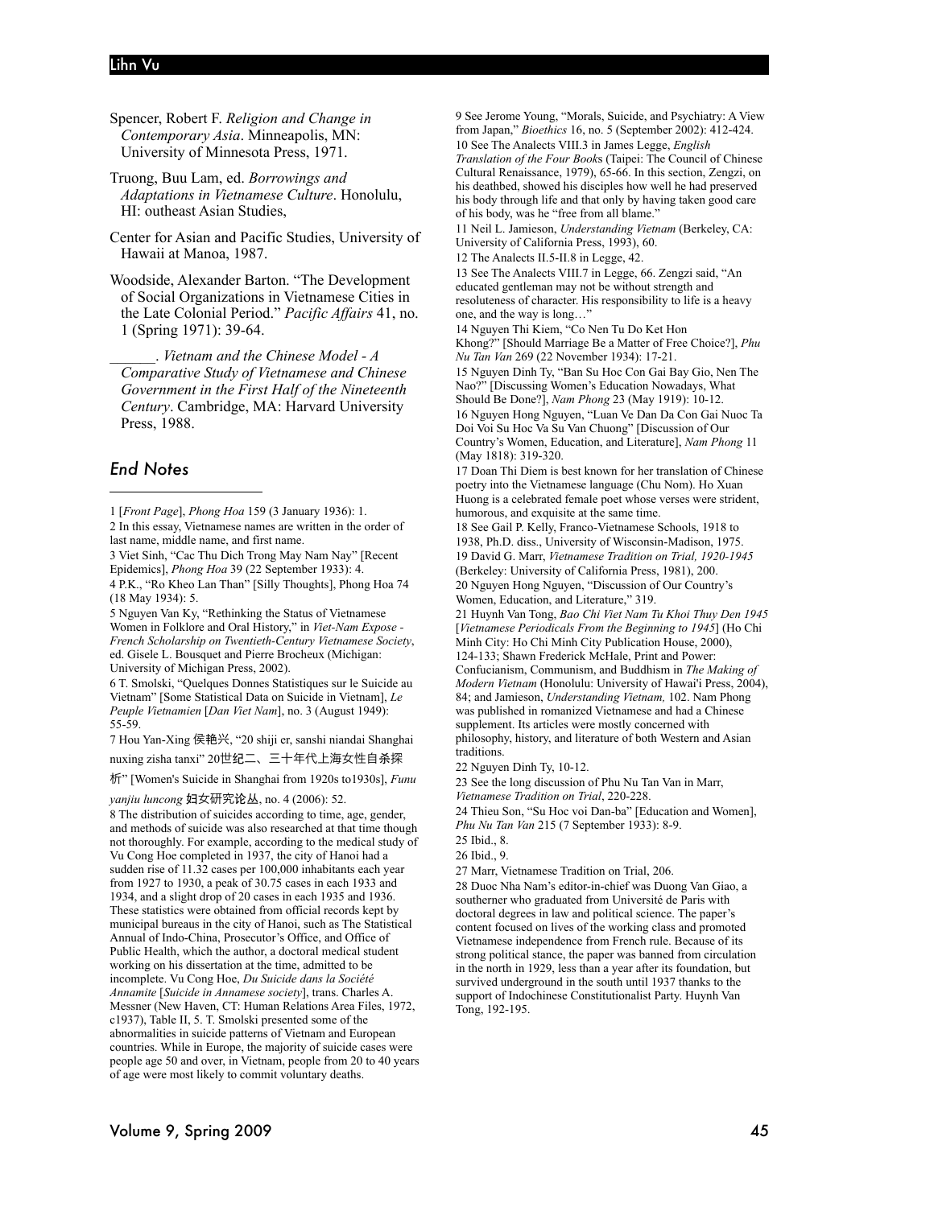Spencer, Robert F. *Religion and Change in Contemporary Asia*. Minneapolis, MN: University of Minnesota Press, 1971.

Truong, Buu Lam, ed. *Borrowings and Adaptations in Vietnamese Culture*. Honolulu, HI: outheast Asian Studies,

Center for Asian and Pacific Studies, University of Hawaii at Manoa, 1987.

Woodside, Alexander Barton. "The Development of Social Organizations in Vietnamese Cities in the Late Colonial Period." *Pacific Affairs* 41, no. 1 (Spring 1971): 39-64.

______. *Vietnam and the Chinese Model - A Comparative Study of Vietnamese and Chinese Government in the First Half of the Nineteenth Century*. Cambridge, MA: Harvard University Press, 1988.

## End Notes

1 [*Front Page*], *Phong Hoa* 159 (3 January 1936): 1.

2 In this essay, Vietnamese names are written in the order of last name, middle name, and first name.

3 Viet Sinh, "Cac Thu Dich Trong May Nam Nay" [Recent Epidemics], *Phong Hoa* 39 (22 September 1933): 4.

4 P.K., "Ro Kheo Lan Than" [Silly Thoughts], Phong Hoa 74 (18 May 1934): 5.

5 Nguyen Van Ky, "Rethinking the Status of Vietnamese Women in Folklore and Oral History," in *Viet-Nam Expose - French Scholarship on Twentieth-Century Vietnamese Society*, ed. Gisele L. Bousquet and Pierre Brocheux (Michigan: University of Michigan Press, 2002).

6 T. Smolski, "Quelques Donnes Statistiques sur le Suicide au Vietnam" [Some Statistical Data on Suicide in Vietnam], *Le Peuple Vietnamien* [*Dan Viet Nam*], no. 3 (August 1949): 55-59.

7 Hou Yan-Xing 侯艳兴, "20 shiji er, sanshi niandai Shanghai nuxing zisha tanxi" 20世纪二、三十年代上海女性自杀探析" [Women's Suicide in Shanghai from 1920s to1930s], *Funu yanjiu luncong* 妇女研究论丛, no. 4 (2006): 52.

8 The distribution of suicides according to time, age, gender, and methods of suicide was also researched at that time though not thoroughly. For example, according to the medical study of Vu Cong Hoe completed in 1937, the city of Hanoi had a sudden rise of 11.32 cases per 100,000 inhabitants each year from 1927 to 1930, a peak of 30.75 cases in each 1933 and 1934, and a slight drop of 20 cases in each 1935 and 1936. These statistics were obtained from official records kept by municipal bureaus in the city of Hanoi, such as The Statistical Annual of Indo-China, Prosecutor's Office, and Office of Public Health, which the author, a doctoral medical student working on his dissertation at the time, admitted to be incomplete. Vu Cong Hoe, *Du Suicide dans la Société Annamite* [*Suicide in Annamese society*], trans. Charles A. Messner (New Haven, CT: Human Relations Area Files, 1972, c1937), Table II, 5. T. Smolski presented some of the abnormalities in suicide patterns of Vietnam and European countries. While in Europe, the majority of suicide cases were people age 50 and over, in Vietnam, people from 20 to 40 years of age were most likely to commit voluntary deaths.

9 See Jerome Young, "Morals, Suicide, and Psychiatry: A View from Japan," *Bioethics* 16, no. 5 (September 2002): 412-424.

10 See The Analects VIII.3 in James Legge, *English Translation of the Four Books* (Taipei: The Council of Chinese Cultural Renaissance, 1979), 65-66. In this section, Zengzi, on his deathbed, showed his disciples how well he had preserved his body through life and that only by having taken good care of his body, was he "free from all blame."

11 Neil L. Jamieson, *Understanding Vietnam* (Berkeley, CA: University of California Press, 1993), 60.

12 The Analects II.5-II.8 in Legge, 42.

13 See The Analects VIII.7 in Legge, 66. Zengzi said, "An educated gentleman may not be without strength and resoluteness of character. His responsibility to life is a heavy one, and the way is long…"

14 Nguyen Thi Kiem, "Co Nen Tu Do Ket Hon Khong?" [Should Marriage Be a Matter of Free Choice?], *Phu Nu Tan Van* 269 (22 November 1934): 17-21.

15 Nguyen Dinh Ty, "Ban Su Hoc Con Gai Bay Gio, Nen The Nao?" [Discussing Women's Education Nowadays, What Should Be Done?], *Nam Phong* 23 (May 1919): 10-12.

16 Nguyen Hong Nguyen, "Luan Ve Dan Da Con Gai Nuoc Ta Doi Voi Su Hoc Va Su Van Chuong" [Discussion of Our Country's Women, Education, and Literature], *Nam Phong* 11 (May 1818): 319-320.

17 Doan Thi Diem is best known for her translation of Chinese poetry into the Vietnamese language (Chu Nom). Ho Xuan Huong is a celebrated female poet whose verses were strident, humorous, and exquisite at the same time.

18 See Gail P. Kelly, Franco-Vietnamese Schools, 1918 to 1938, Ph.D. diss., University of Wisconsin-Madison, 1975.

19 David G. Marr, *Vietnamese Tradition on Trial, 1920-1945* (Berkeley: University of California Press, 1981), 200.

20 Nguyen Hong Nguyen, "Discussion of Our Country's Women, Education, and Literature," 319.

21 Huynh Van Tong, *Bao Chi Viet Nam Tu Khoi Thuy Den 1945* [*Vietnamese Periodicals From the Beginning to 1945*] (Ho Chi Minh City: Ho Chi Minh City Publication House, 2000), 124-133; Shawn Frederick McHale, Print and Power: Confucianism, Communism, and Buddhism in *The Making of Modern Vietnam* (Honolulu: University of Hawai'i Press, 2004), 84; and Jamieson, *Understanding Vietnam,* 102. Nam Phong was published in romanized Vietnamese and had a Chinese supplement. Its articles were mostly concerned with philosophy, history, and literature of both Western and Asian traditions.

22 Nguyen Dinh Ty, 10-12.

23 See the long discussion of Phu Nu Tan Van in Marr, *Vietnamese Tradition on Trial*, 220-228.

24 Thieu Son, "Su Hoc voi Dan-ba" [Education and Women], *Phu Nu Tan Van* 215 (7 September 1933): 8-9.

25 Ibid., 8.

26 Ibid., 9.

27 Marr, Vietnamese Tradition on Trial, 206.

28 Duoc Nha Nam's editor-in-chief was Duong Van Giao, a southerner who graduated from Université de Paris with doctoral degrees in law and political science. The paper's content focused on lives of the working class and promoted Vietnamese independence from French rule. Because of its strong political stance, the paper was banned from circulation in the north in 1929, less than a year after its foundation, but survived underground in the south until 1937 thanks to the support of Indochinese Constitutionalist Party. Huynh Van Tong, 192-195.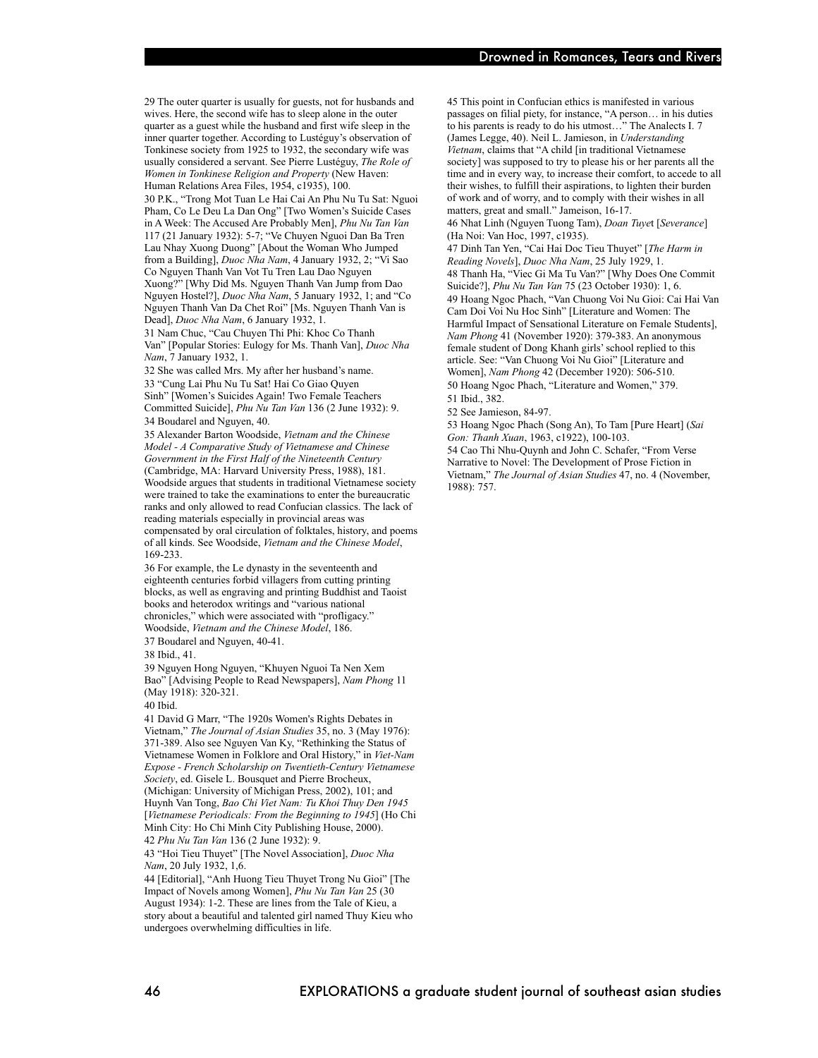29 The outer quarter is usually for guests, not for husbands and wives. Here, the second wife has to sleep alone in the outer quarter as a guest while the husband and first wife sleep in the inner quarter together. According to Lustéguy's observation of Tonkinese society from 1925 to 1932, the secondary wife was usually considered a servant. See Pierre Lustéguy, *The Role of Women in Tonkinese Religion and Property* (New Haven: Human Relations Area Files, 1954, c1935), 100.

30 P.K., "Trong Mot Tuan Le Hai Cai An Phu Nu Tu Sat: Nguoi Pham, Co Le Deu La Dan Ong" [Two Women's Suicide Cases in A Week: The Accused Are Probably Men], *Phu Nu Tan Van* 117 (21 January 1932): 5-7; "Ve Chuyen Nguoi Dan Ba Tren Lau Nhay Xuong Duong" [About the Woman Who Jumped from a Building], *Duoc Nha Nam*, 4 January 1932, 2; "Vi Sao Co Nguyen Thanh Van Vot Tu Tren Lau Dao Nguyen Xuong?" [Why Did Ms. Nguyen Thanh Van Jump from Dao Nguyen Hostel?], *Duoc Nha Nam*, 5 January 1932, 1; and "Co Nguyen Thanh Van Da Chet Roi" [Ms. Nguyen Thanh Van is Dead], *Duoc Nha Nam*, 6 January 1932, 1.

31 Nam Chuc, "Cau Chuyen Thi Phi: Khoc Co Thanh Van" [Popular Stories: Eulogy for Ms. Thanh Van], *Duoc Nha Nam*, 7 January 1932, 1.

32 She was called Mrs. My after her husband's name.

33 "Cung Lai Phu Nu Tu Sat! Hai Co Giao Quyen Sinh" [Women's Suicides Again! Two Female Teachers Committed Suicide], *Phu Nu Tan Van* 136 (2 June 1932): 9.

34 Boudarel and Nguyen, 40.

35 Alexander Barton Woodside, *Vietnam and the Chinese Model - A Comparative Study of Vietnamese and Chinese Government in the First Half of the Nineteenth Century* (Cambridge, MA: Harvard University Press, 1988), 181. Woodside argues that students in traditional Vietnamese society were trained to take the examinations to enter the bureaucratic ranks and only allowed to read Confucian classics. The lack of reading materials especially in provincial areas was compensated by oral circulation of folktales, history, and poems of all kinds. See Woodside, *Vietnam and the Chinese Model*, 169-233.

36 For example, the Le dynasty in the seventeenth and eighteenth centuries forbid villagers from cutting printing blocks, as well as engraving and printing Buddhist and Taoist books and heterodox writings and "various national chronicles," which were associated with "profligacy." Woodside, *Vietnam and the Chinese Model*, 186.

37 Boudarel and Nguyen, 40-41.

38 Ibid., 41.

39 Nguyen Hong Nguyen, "Khuyen Nguoi Ta Nen Xem Bao" [Advising People to Read Newspapers], *Nam Phong* 11 (May 1918): 320-321.

40 Ibid.

41 David G Marr, "The 1920s Women's Rights Debates in Vietnam," *The Journal of Asian Studies* 35, no. 3 (May 1976): 371-389. Also see Nguyen Van Ky, "Rethinking the Status of Vietnamese Women in Folklore and Oral History," in *Viet-Nam Expose - French Scholarship on Twentieth-Century Vietnamese Society*, ed. Gisele L. Bousquet and Pierre Brocheux, (Michigan: University of Michigan Press, 2002), 101; and Huynh Van Tong, *Bao Chi Viet Nam: Tu Khoi Thuy Den 1945* [*Vietnamese Periodicals: From the Beginning to 1945*] (Ho Chi Minh City: Ho Chi Minh City Publishing House, 2000).

42 *Phu Nu Tan Van* 136 (2 June 1932): 9.

43 "Hoi Tieu Thuyet" [The Novel Association], *Duoc Nha Nam*, 20 July 1932, 1,6.

44 [Editorial], "Anh Huong Tieu Thuyet Trong Nu Gioi" [The Impact of Novels among Women], *Phu Nu Tan Van* 25 (30 August 1934): 1-2. These are lines from the Tale of Kieu, a story about a beautiful and talented girl named Thuy Kieu who undergoes overwhelming difficulties in life.

45 This point in Confucian ethics is manifested in various passages on filial piety, for instance, "A person… in his duties to his parents is ready to do his utmost…" The Analects I. 7 (James Legge, 40). Neil L. Jamieson, in *Understanding Vietnam*, claims that "A child [in traditional Vietnamese society] was supposed to try to please his or her parents all the time and in every way, to increase their comfort, to accede to all their wishes, to fulfill their aspirations, to lighten their burden of work and of worry, and to comply with their wishes in all matters, great and small." Jameison, 16-17.

46 Nhat Linh (Nguyen Tuong Tam), *Doan Tuye*t [*Severance*] (Ha Noi: Van Hoc, 1997, c1935).

47 Dinh Tan Yen, "Cai Hai Doc Tieu Thuyet" [*The Harm in Reading Novels*], *Duoc Nha Nam*, 25 July 1929, 1.

48 Thanh Ha, "Viec Gi Ma Tu Van?" [Why Does One Commit Suicide?], *Phu Nu Tan Van* 75 (23 October 1930): 1, 6.

49 Hoang Ngoc Phach, "Van Chuong Voi Nu Gioi: Cai Hai Van Cam Doi Voi Nu Hoc Sinh" [Literature and Women: The Harmful Impact of Sensational Literature on Female Students], *Nam Phong* 41 (November 1920): 379-383. An anonymous female student of Dong Khanh girls' school replied to this article. See: "Van Chuong Voi Nu Gioi" [Literature and Women], *Nam Phong* 42 (December 1920): 506-510.

50 Hoang Ngoc Phach, "Literature and Women," 379.

51 Ibid., 382.

52 See Jamieson, 84-97.

53 Hoang Ngoc Phach (Song An), To Tam [Pure Heart] (*Sai Gon: Thanh Xuan*, 1963, c1922), 100-103.

54 Cao Thi Nhu-Quynh and John C. Schafer, "From Verse Narrative to Novel: The Development of Prose Fiction in Vietnam," *The Journal of Asian Studies* 47, no. 4 (November, 1988): 757.